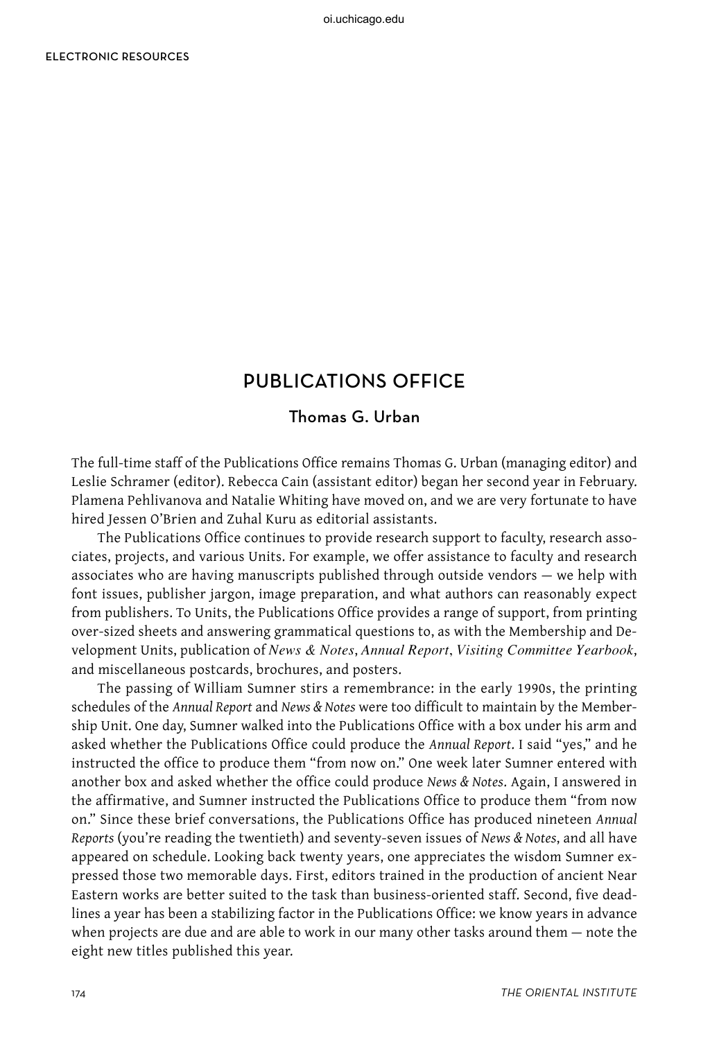# PUBLICATIONS OFFICE

## Thomas G. Urban

The full-time staff of the Publications Office remains Thomas G. Urban (managing editor) and Leslie Schramer (editor). Rebecca Cain (assistant editor) began her second year in February. Plamena Pehlivanova and Natalie Whiting have moved on, and we are very fortunate to have hired Jessen O'Brien and Zuhal Kuru as editorial assistants.

The Publications Office continues to provide research support to faculty, research associates, projects, and various Units. For example, we offer assistance to faculty and research associates who are having manuscripts published through outside vendors — we help with font issues, publisher jargon, image preparation, and what authors can reasonably expect from publishers. To Units, the Publications Office provides a range of support, from printing over-sized sheets and answering grammatical questions to, as with the Membership and Development Units, publication of *News & Notes*, *Annual Report*, *Visiting Committee Yearbook*, and miscellaneous postcards, brochures, and posters.

The passing of William Sumner stirs a remembrance: in the early 1990s, the printing schedules of the *Annual Report* and *News & Notes* were too difficult to maintain by the Membership Unit. One day, Sumner walked into the Publications Office with a box under his arm and asked whether the Publications Office could produce the *Annual Report*. I said "yes," and he instructed the office to produce them "from now on." One week later Sumner entered with another box and asked whether the office could produce *News & Notes*. Again, I answered in the affirmative, and Sumner instructed the Publications Office to produce them "from now on." Since these brief conversations, the Publications Office has produced nineteen *Annual Reports* (you're reading the twentieth) and seventy-seven issues of *News & Notes*, and all have appeared on schedule. Looking back twenty years, one appreciates the wisdom Sumner expressed those two memorable days. First, editors trained in the production of ancient Near Eastern works are better suited to the task than business-oriented staff. Second, five deadlines a year has been a stabilizing factor in the Publications Office: we know years in advance when projects are due and are able to work in our many other tasks around them — note the eight new titles published this year.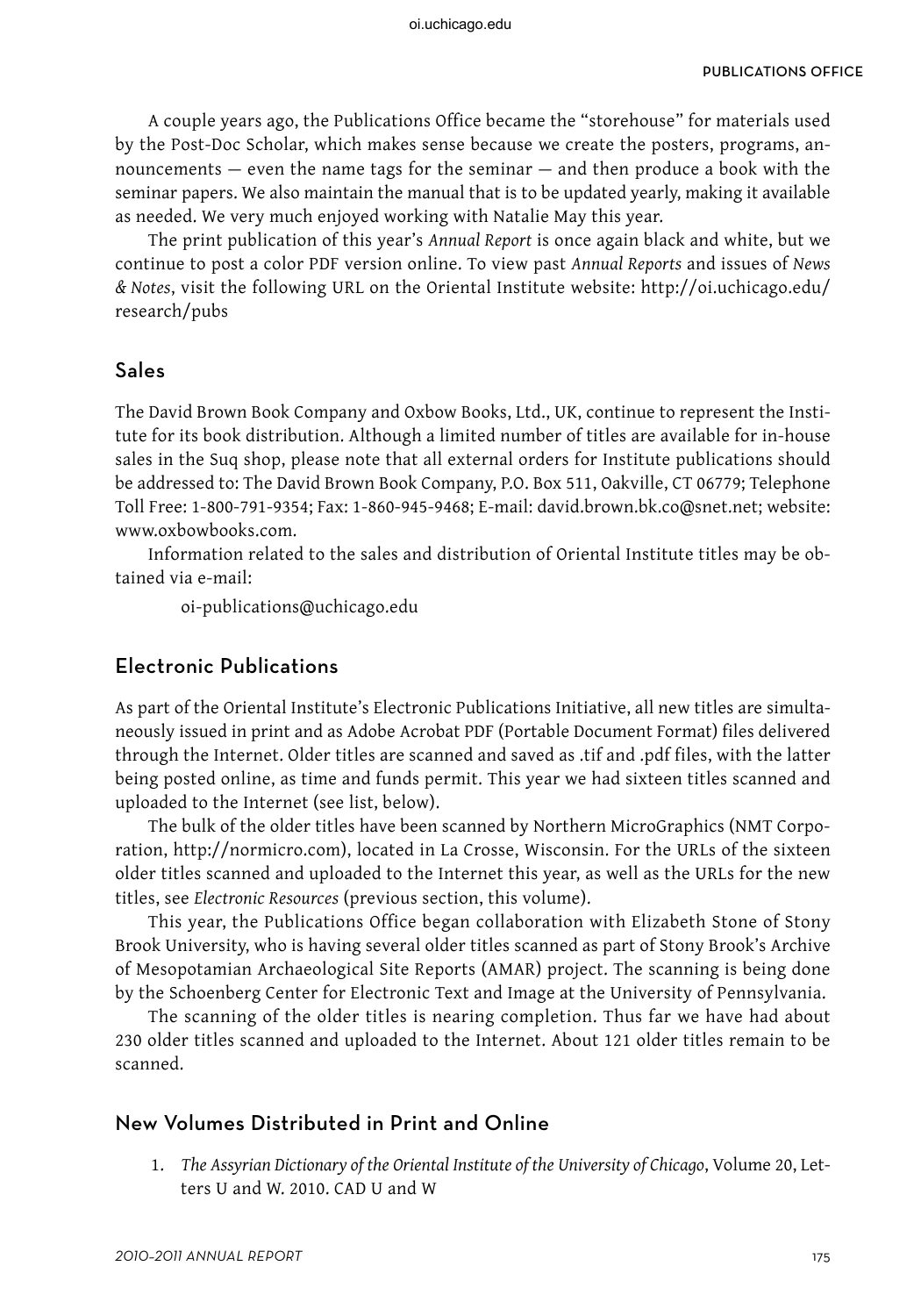A couple years ago, the Publications Office became the "storehouse" for materials used by the Post-Doc Scholar, which makes sense because we create the posters, programs, announcements — even the name tags for the seminar — and then produce a book with the seminar papers. We also maintain the manual that is to be updated yearly, making it available as needed. We very much enjoyed working with Natalie May this year.

The print publication of this year's *Annual Report* is once again black and white, but we continue to post a color PDF version online. To view past *Annual Reports* and issues of *News & Notes*, visit the following URL on the Oriental Institute website: http://oi.uchicago.edu/research/pubs

## Sales

The David Brown Book Company and Oxbow Books, Ltd., UK, continue to represent the Institute for its book distribution. Although a limited number of titles are available for in-house sales in the Suq shop, please note that all external orders for Institute publications should be addressed to: The David Brown Book Company, P.O. Box 511, Oakville, CT 06779; Telephone Toll Free: 1-800-791-9354; Fax: 1-860-945-9468; E-mail: david.brown.bk.co@snet.net; website: www.oxbowbooks.com.

Information related to the sales and distribution of Oriental Institute titles may be obtained via e-mail:

oi-publications@uchicago.edu

## Electronic Publications

As part of the Oriental Institute's Electronic Publications Initiative, all new titles are simultaneously issued in print and as Adobe Acrobat PDF (Portable Document Format) files delivered through the Internet. Older titles are scanned and saved as .tif and .pdf files, with the latter being posted online, as time and funds permit. This year we had sixteen titles scanned and uploaded to the Internet (see list, below).

The bulk of the older titles have been scanned by Northern MicroGraphics (NMT Corporation, http://normicro.com), located in La Crosse, Wisconsin. For the URLs of the sixteen older titles scanned and uploaded to the Internet this year, as well as the URLs for the new titles, see *Electronic Resources* (previous section, this volume).

This year, the Publications Office began collaboration with Elizabeth Stone of Stony Brook University, who is having several older titles scanned as part of Stony Brook's Archive of Mesopotamian Archaeological Site Reports (AMAR) project. The scanning is being done by the Schoenberg Center for Electronic Text and Image at the University of Pennsylvania.

The scanning of the older titles is nearing completion. Thus far we have had about 230 older titles scanned and uploaded to the Internet. About 121 older titles remain to be scanned.

## New Volumes Distributed in Print and Online

1. *The Assyrian Dictionary of the Oriental Institute of the University of Chicago*, Volume 20, Letters U and W. 2010. CAD U and W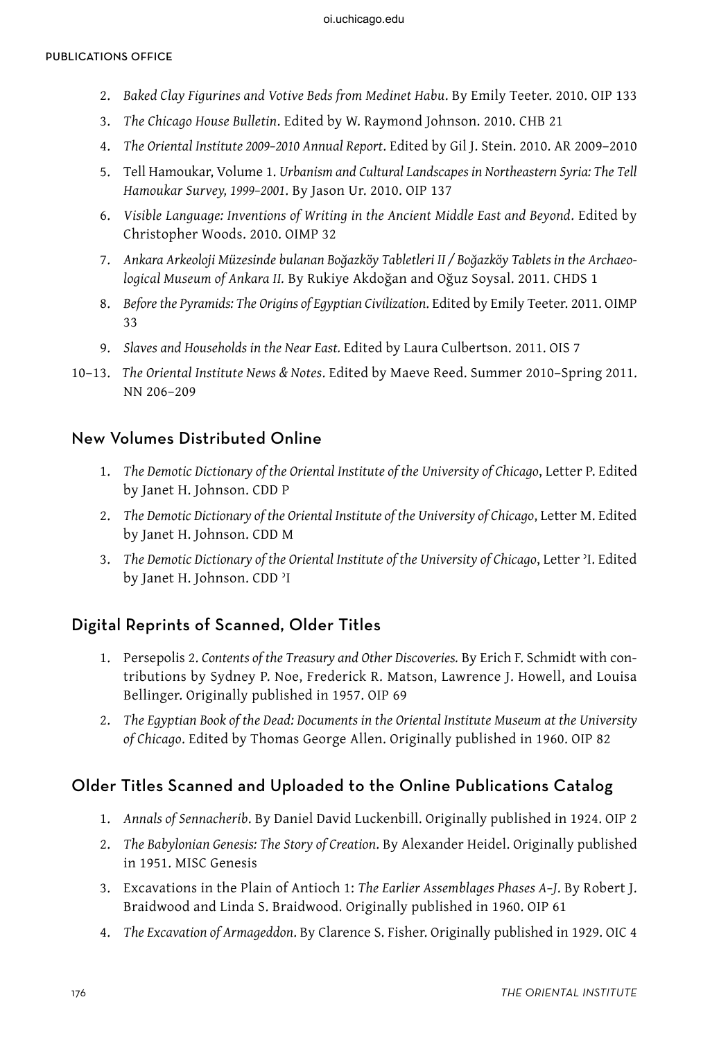2. *Baked Clay Figurines and Votive Beds from Medinet Habu*. By Emily Teeter. 2010. OIP 133
3. *The Chicago House Bulletin*. Edited by W. Raymond Johnson. 2010. CHB 21
4. *The Oriental Institute 2009–2010 Annual Report*. Edited by Gil J. Stein. 2010. AR 2009–2010
5. Tell Hamoukar, Volume 1. *Urbanism and Cultural Landscapes in Northeastern Syria: The Tell Hamoukar Survey, 1999–2001*. By Jason Ur. 2010. OIP 137
6. *Visible Language: Inventions of Writing in the Ancient Middle East and Beyond*. Edited by Christopher Woods. 2010. OIMP 32
7. *Ankara Arkeoloji Müzesinde bulanan Boğazköy Tabletleri II / Boğazköy Tablets in the Archaeological Museum of Ankara II.* By Rukiye Akdoğan and Oğuz Soysal. 2011. CHDS 1
8. *Before the Pyramids: The Origins of Egyptian Civilization*. Edited by Emily Teeter. 2011. OIMP 33
9. *Slaves and Households in the Near East.* Edited by Laura Culbertson. 2011. OIS 7

10–13. *The Oriental Institute News & Notes*. Edited by Maeve Reed. Summer 2010–Spring 2011. NN 206–209

## New Volumes Distributed Online

1. *The Demotic Dictionary of the Oriental Institute of the University of Chicago*, Letter P. Edited by Janet H. Johnson. CDD P
2. *The Demotic Dictionary of the Oriental Institute of the University of Chicago*, Letter M. Edited by Janet H. Johnson. CDD M
3. *The Demotic Dictionary of the Oriental Institute of the University of Chicago*, Letter ͗I. Edited by Janet H. Johnson. CDD ͗I

## Digital Reprints of Scanned, Older Titles

1. Persepolis 2. *Contents of the Treasury and Other Discoveries.* By Erich F. Schmidt with contributions by Sydney P. Noe, Frederick R. Matson, Lawrence J. Howell, and Louisa Bellinger. Originally published in 1957. OIP 69
2. *The Egyptian Book of the Dead: Documents in the Oriental Institute Museum at the University of Chicago*. Edited by Thomas George Allen. Originally published in 1960. OIP 82

## Older Titles Scanned and Uploaded to the Online Publications Catalog

1. *Annals of Sennacherib*. By Daniel David Luckenbill. Originally published in 1924. OIP 2
2. *The Babylonian Genesis: The Story of Creation*. By Alexander Heidel. Originally published in 1951. MISC Genesis
3. Excavations in the Plain of Antioch 1: *The Earlier Assemblages Phases A–J*. By Robert J. Braidwood and Linda S. Braidwood. Originally published in 1960. OIP 61
4. *The Excavation of Armageddon*. By Clarence S. Fisher. Originally published in 1929. OIC 4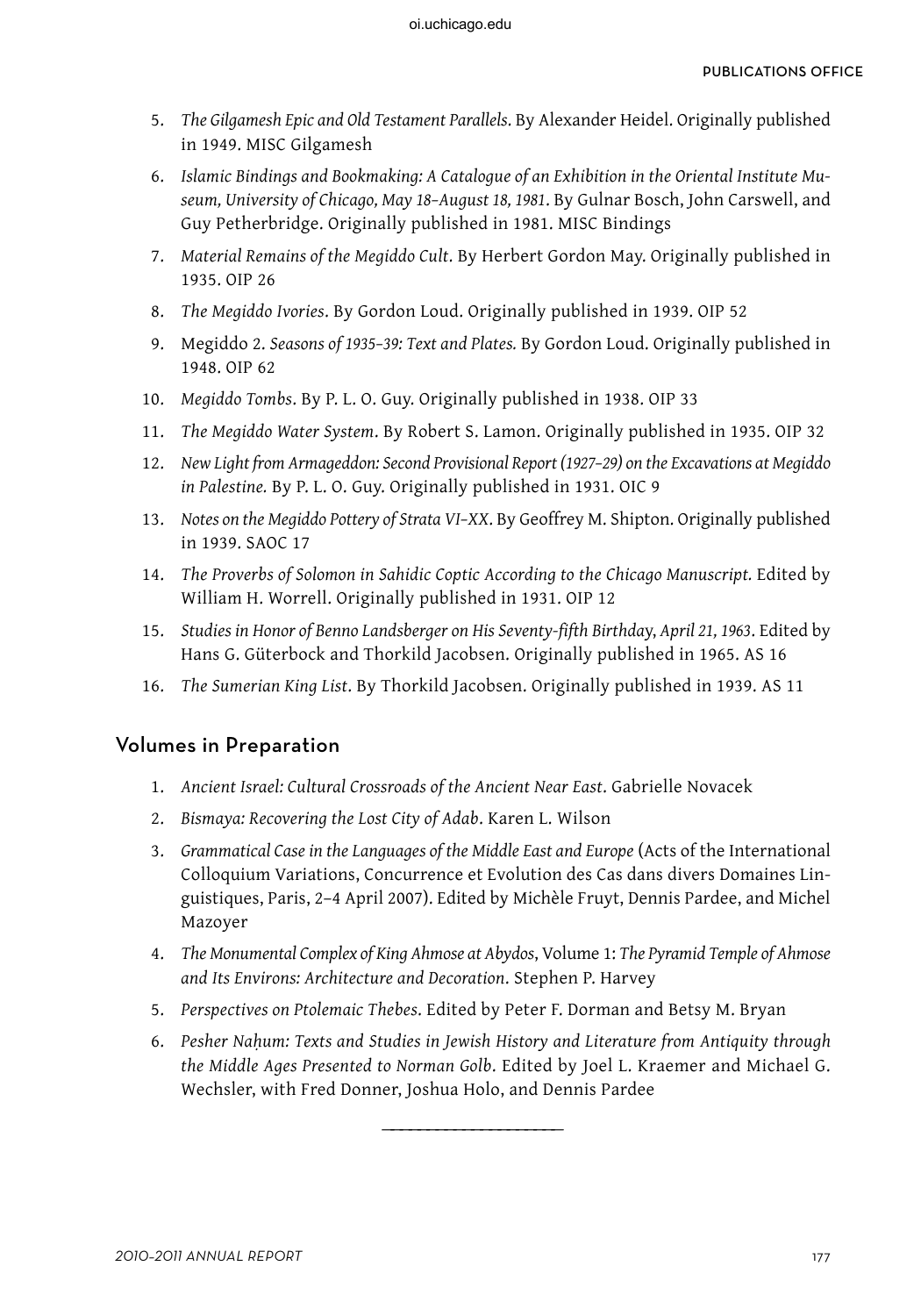5. *The Gilgamesh Epic and Old Testament Parallels.* By Alexander Heidel. Originally published in 1949. MISC Gilgamesh
6. *Islamic Bindings and Bookmaking: A Catalogue of an Exhibition in the Oriental Institute Museum, University of Chicago, May 18–August 18, 1981*. By Gulnar Bosch, John Carswell, and Guy Petherbridge. Originally published in 1981. MISC Bindings
7. *Material Remains of the Megiddo Cult*. By Herbert Gordon May. Originally published in 1935. OIP 26
8. *The Megiddo Ivories*. By Gordon Loud. Originally published in 1939. OIP 52
9. Megiddo 2. *Seasons of 1935–39: Text and Plates.* By Gordon Loud. Originally published in 1948. OIP 62
10. *Megiddo Tombs*. By P. L. O. Guy. Originally published in 1938. OIP 33
11. *The Megiddo Water System*. By Robert S. Lamon. Originally published in 1935. OIP 32
12. *New Light from Armageddon: Second Provisional Report (1927–29) on the Excavations at Megiddo in Palestine.* By P. L. O. Guy. Originally published in 1931. OIC 9
13. *Notes on the Megiddo Pottery of Strata VI–XX*. By Geoffrey M. Shipton. Originally published in 1939. SAOC 17
14. *The Proverbs of Solomon in Sahidic Coptic According to the Chicago Manuscript.* Edited by William H. Worrell. Originally published in 1931. OIP 12
15. *Studies in Honor of Benno Landsberger on His Seventy-fifth Birthday, April 21, 1963*. Edited by Hans G. Güterbock and Thorkild Jacobsen. Originally published in 1965. AS 16
16. *The Sumerian King List*. By Thorkild Jacobsen. Originally published in 1939. AS 11

## Volumes in Preparation

1. *Ancient Israel: Cultural Crossroads of the Ancient Near East*. Gabrielle Novacek
2. *Bismaya: Recovering the Lost City of Adab*. Karen L. Wilson
3. *Grammatical Case in the Languages of the Middle East and Europe* (Acts of the International Colloquium Variations, Concurrence et Evolution des Cas dans divers Domaines Linguistiques, Paris, 2–4 April 2007). Edited by Michèle Fruyt, Dennis Pardee, and Michel Mazoyer
4. *The Monumental Complex of King Ahmose at Abydos*, Volume 1: *The Pyramid Temple of Ahmose and Its Environs: Architecture and Decoration*. Stephen P. Harvey
5. *Perspectives on Ptolemaic Thebes*. Edited by Peter F. Dorman and Betsy M. Bryan
6. *Pesher Naḥum: Texts and Studies in Jewish History and Literature from Antiquity through the Middle Ages Presented to Norman Golb*. Edited by Joel L. Kraemer and Michael G. Wechsler, with Fred Donner, Joshua Holo, and Dennis Pardee

____________________